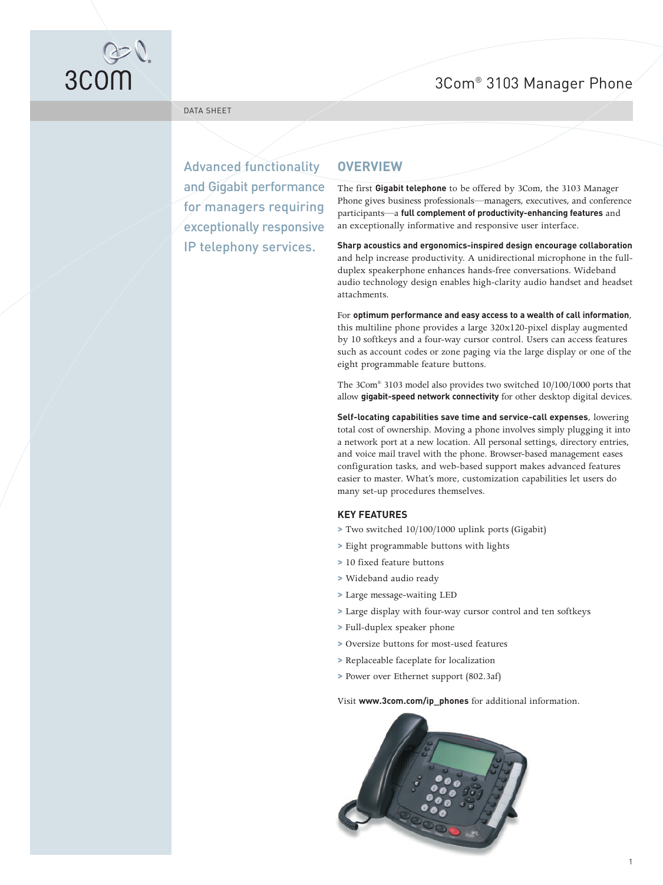# 3Com® 3103 Manager Phone

DATA SHEET

Advanced functionality and Gigabit performance for managers requiring exceptionally responsive IP telephony services.

## OVERVIEW

The first **Gigabit telephone** to be offered by 3Com, the 3103 Manager Phone gives business professionals—managers, executives, and conference participants—a **full complement of productivity-enhancing features** and an exceptionally informative and responsive user interface.

**Sharp acoustics and ergonomics-inspired design encourage collaboration** and help increase productivity. A unidirectional microphone in the full-duplex speakerphone enhances hands-free conversations. Wideband audio technology design enables high-clarity audio handset and headset attachments.

For **optimum performance and easy access to a wealth of call information**, this multiline phone provides a large 320x120-pixel display augmented by 10 softkeys and a four-way cursor control. Users can access features such as account codes or zone paging via the large display or one of the eight programmable feature buttons.

The 3Com® 3103 model also provides two switched 10/100/1000 ports that allow **gigabit-speed network connectivity** for other desktop digital devices.

**Self-locating capabilities save time and service-call expenses**, lowering total cost of ownership. Moving a phone involves simply plugging it into a network port at a new location. All personal settings, directory entries, and voice mail travel with the phone. Browser-based management eases configuration tasks, and web-based support makes advanced features easier to master. What's more, customization capabilities let users do many set-up procedures themselves.

### KEY FEATURES

- Two switched 10/100/1000 uplink ports (Gigabit)
- Eight programmable buttons with lights
- 10 fixed feature buttons
- Wideband audio ready
- Large message-waiting LED
- Large display with four-way cursor control and ten softkeys
- Full-duplex speaker phone
- Oversize buttons for most-used features
- Replaceable faceplate for localization
- Power over Ethernet support (802.3af)

Visit **www.3com.com/ip_phones** for additional information.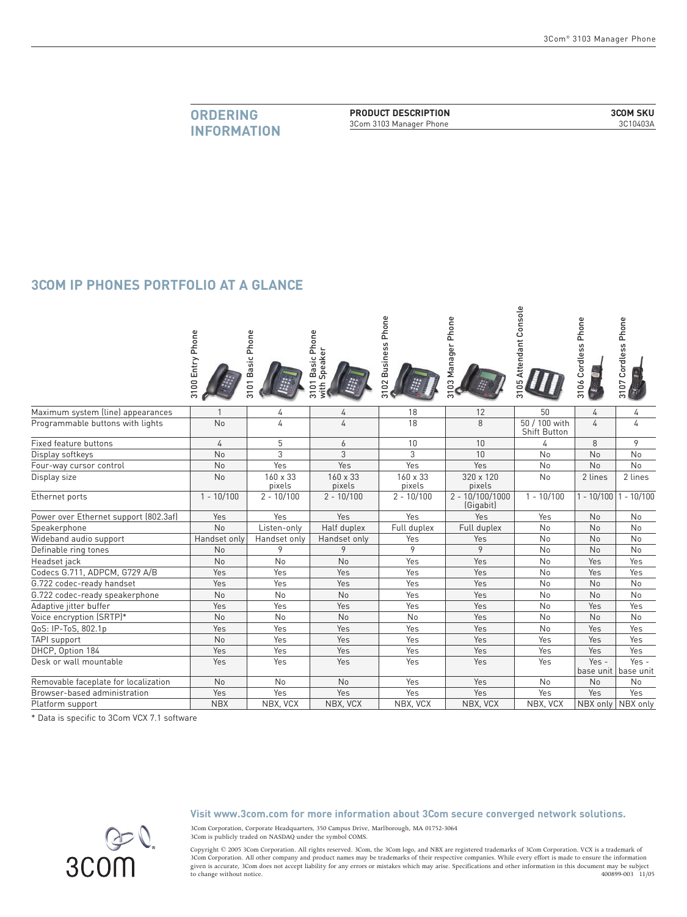## ORDERING INFORMATION

| PRODUCT DESCRIPTION | 3COM SKU |
|---|---|
| 3Com 3103 Manager Phone | 3C10403A |

## 3COM IP PHONES PORTFOLIO AT A GLANCE

| | 3100 Entry Phone | 3101 Basic Phone | 3101 Basic Phone with Speaker | 3102 Business Phone | 3103 Manager Phone | 3105 Attendant Console | 3106 Cordless Phone | 3107 Cordless Phone |
|---|---|---|---|---|---|---|---|---|
| Maximum system (line) appearances | 1 | 4 | 4 | 18 | 12 | 50 | 4 | 4 |
| Programmable buttons with lights | No | 4 | 4 | 18 | 8 | 50 / 100 with Shift Button | 4 | 4 |
| Fixed feature buttons | 4 | 5 | 6 | 10 | 10 | 4 | 8 | 9 |
| Display softkeys | No | 3 | 3 | 3 | 10 | No | No | No |
| Four-way cursor control | No | Yes | Yes | Yes | Yes | No | No | No |
| Display size | No | 160 x 33 pixels | 160 x 33 pixels | 160 x 33 pixels | 320 x 120 pixels | No | 2 lines | 2 lines |
| Ethernet ports | 1 - 10/100 | 2 - 10/100 | 2 - 10/100 | 2 - 10/100 | 2 - 10/100/1000 (Gigabit) | 1 - 10/100 | 1 - 10/100 | 1 - 10/100 |
| Power over Ethernet support (802.3af) | Yes | Yes | Yes | Yes | Yes | Yes | No | No |
| Speakerphone | No | Listen-only | Half duplex | Full duplex | Full duplex | No | No | No |
| Wideband audio support | Handset only | Handset only | Handset only | Yes | Yes | No | No | No |
| Definable ring tones | No | 9 | 9 | 9 | 9 | No | No | No |
| Headset jack | No | No | No | Yes | Yes | No | Yes | Yes |
| Codecs G.711, ADPCM, G729 A/B | Yes | Yes | Yes | Yes | Yes | No | Yes | Yes |
| G.722 codec-ready handset | Yes | Yes | Yes | Yes | Yes | No | No | No |
| G.722 codec-ready speakerphone | No | No | No | Yes | Yes | No | No | No |
| Adaptive jitter buffer | Yes | Yes | Yes | Yes | Yes | No | Yes | Yes |
| Voice encryption (SRTP)* | No | No | No | No | Yes | No | No | No |
| QoS: IP-ToS, 802.1p | Yes | Yes | Yes | Yes | Yes | No | Yes | Yes |
| TAPI support | No | Yes | Yes | Yes | Yes | Yes | Yes | Yes |
| DHCP, Option 184 | Yes | Yes | Yes | Yes | Yes | Yes | Yes | Yes |
| Desk or wall mountable | Yes | Yes | Yes | Yes | Yes | Yes | Yes - base unit | Yes - base unit |
| Removable faceplate for localization | No | No | No | Yes | Yes | No | No | No |
| Browser-based administration | Yes | Yes | Yes | Yes | Yes | Yes | Yes | Yes |
| Platform support | NBX | NBX, VCX | NBX, VCX | NBX, VCX | NBX, VCX | NBX, VCX | NBX only | NBX only |

* Data is specific to 3Com VCX 7.1 software

**Visit www.3com.com for more information about 3Com secure converged network solutions.**

3Com Corporation, Corporate Headquarters, 350 Campus Drive, Marlborough, MA 01752-3064
3Com is publicly traded on NASDAQ under the symbol COMS.

Copyright © 2005 3Com Corporation. All rights reserved. 3Com, the 3Com logo, and NBX are registered trademarks of 3Com Corporation. VCX is a trademark of 3Com Corporation. All other company and product names may be trademarks of their respective companies. While every effort is made to ensure the information given is accurate, 3Com does not accept liability for any errors or mistakes which may arise. Specifications and other information in this document may be subject to change without notice. 400899-003 11/05